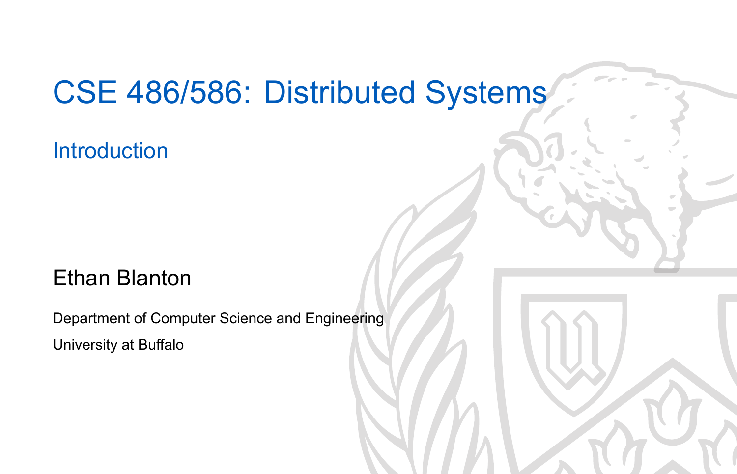# CSE 486/586: Distributed Systems

## Introduction

Ethan Blanton

Department of Computer Science and Engineering

University at Buffalo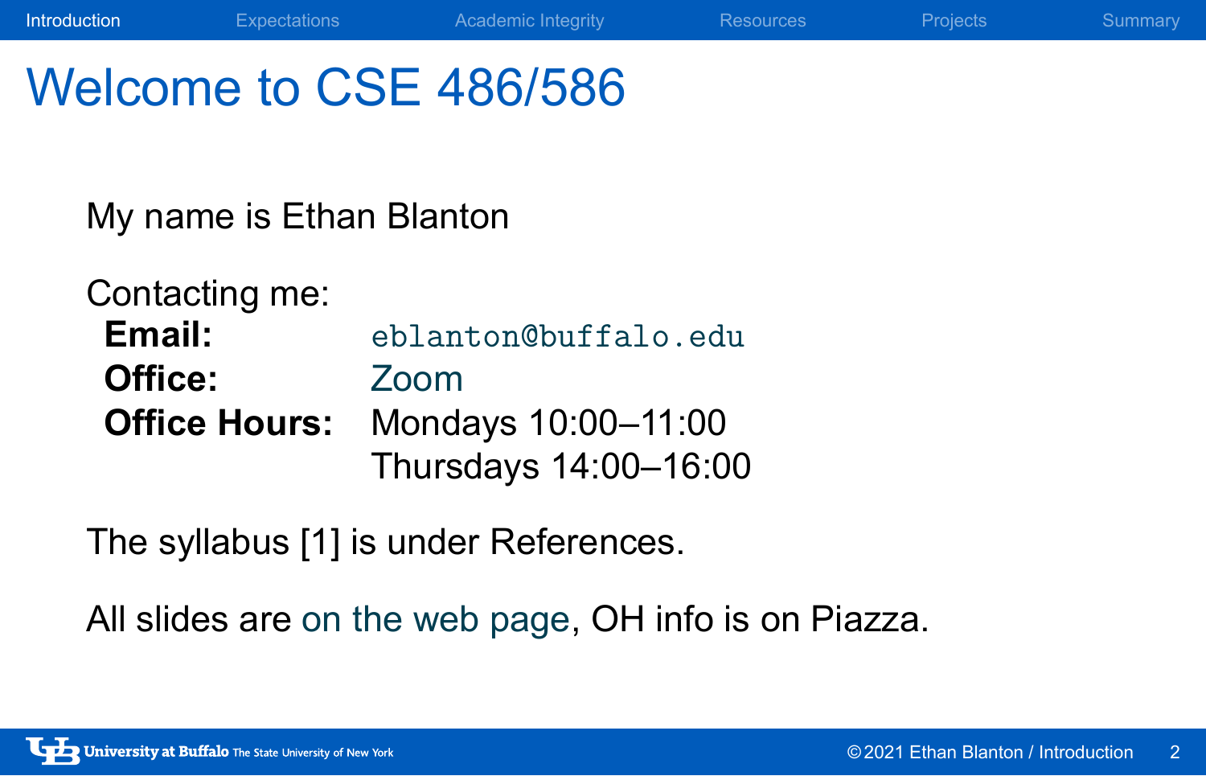# Welcome to CSE 486/586

My name is Ethan Blanton

Contacting me:

| | |
|---|---|
| **Email:** | eblanton@buffalo.edu |
| **Office:** | Zoom |
| **Office Hours:** | Mondays 10:00–11:00 |
| | Thursdays 14:00–16:00 |

The syllabus [1] is under References.

All slides are on the web page, OH info is on Piazza.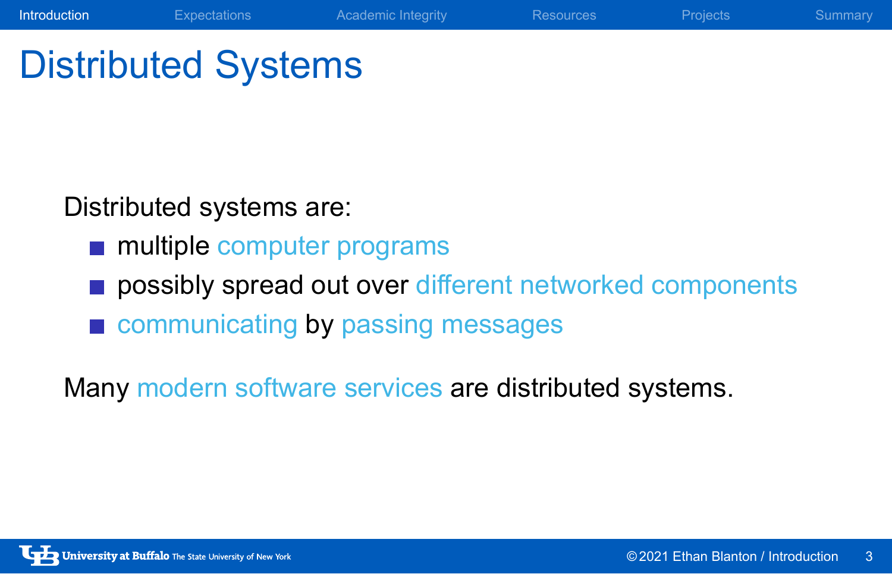# Distributed Systems

Distributed systems are:

- multiple computer programs
- possibly spread out over different networked components
- communicating by passing messages

Many modern software services are distributed systems.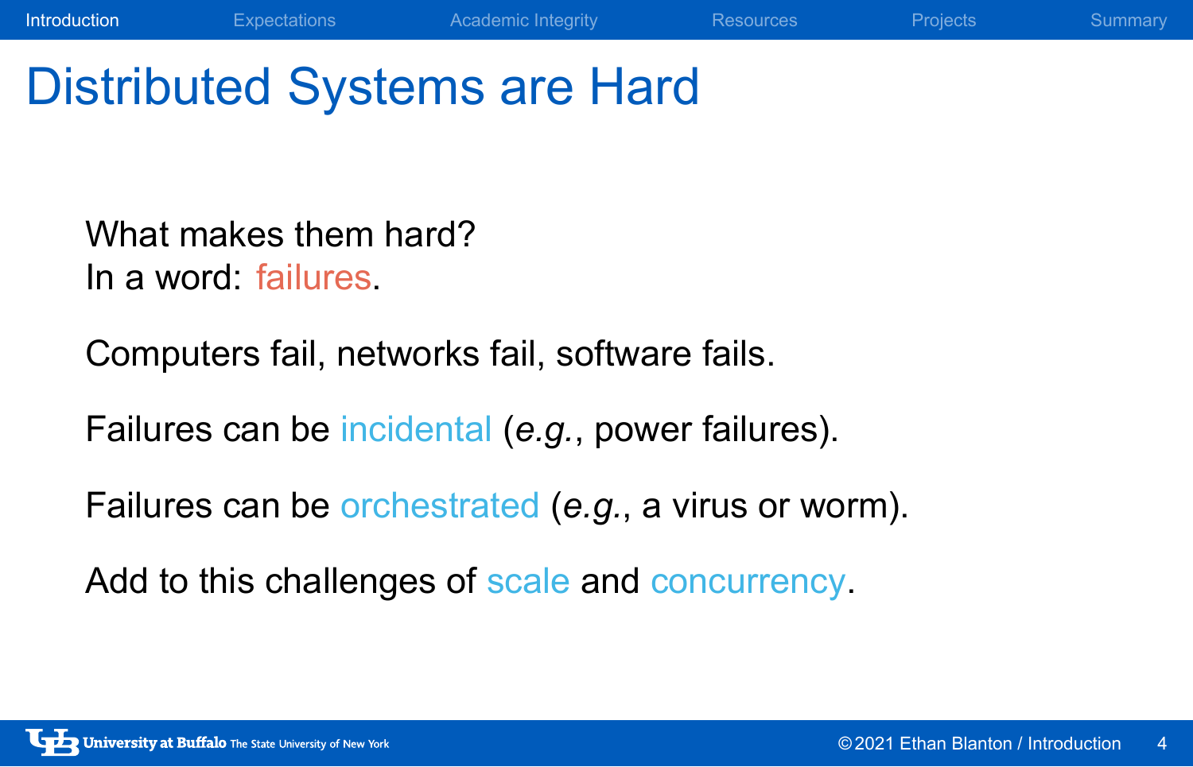# Distributed Systems are Hard

What makes them hard?
In a word: failures.

Computers fail, networks fail, software fails.

Failures can be incidental (*e.g.*, power failures).

Failures can be orchestrated (*e.g.*, a virus or worm).

Add to this challenges of scale and concurrency.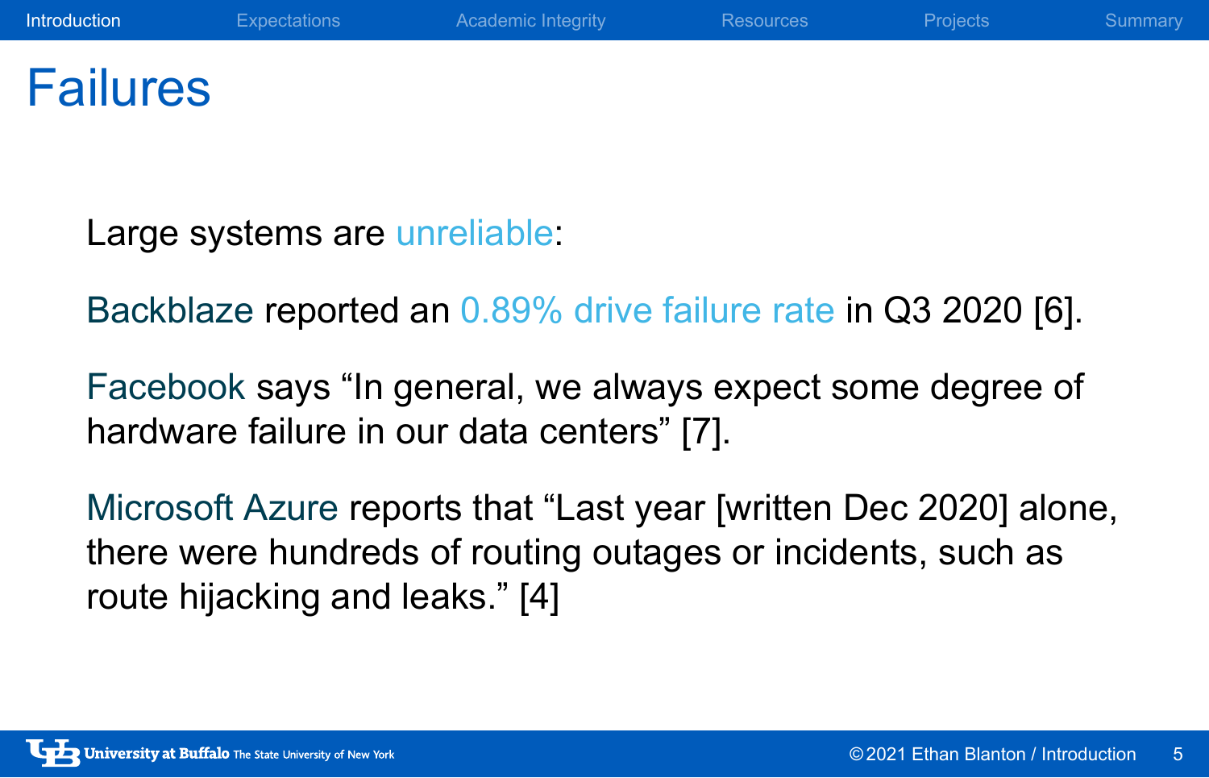# Failures

Large systems are unreliable:

Backblaze reported an 0.89% drive failure rate in Q3 2020 [6].

Facebook says "In general, we always expect some degree of hardware failure in our data centers" [7].

Microsoft Azure reports that "Last year [written Dec 2020] alone, there were hundreds of routing outages or incidents, such as route hijacking and leaks." [4]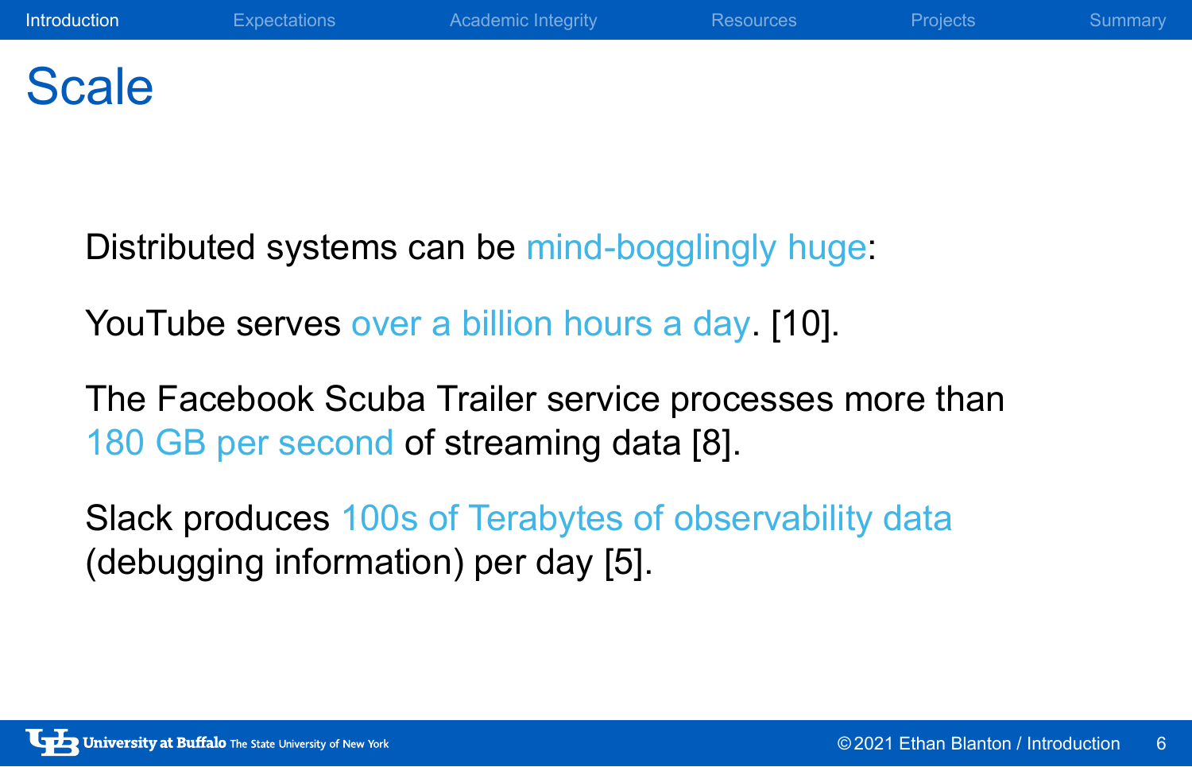# Scale

Distributed systems can be mind-bogglingly huge:

YouTube serves over a billion hours a day. [10].

The Facebook Scuba Trailer service processes more than 180 GB per second of streaming data [8].

Slack produces 100s of Terabytes of observability data (debugging information) per day [5].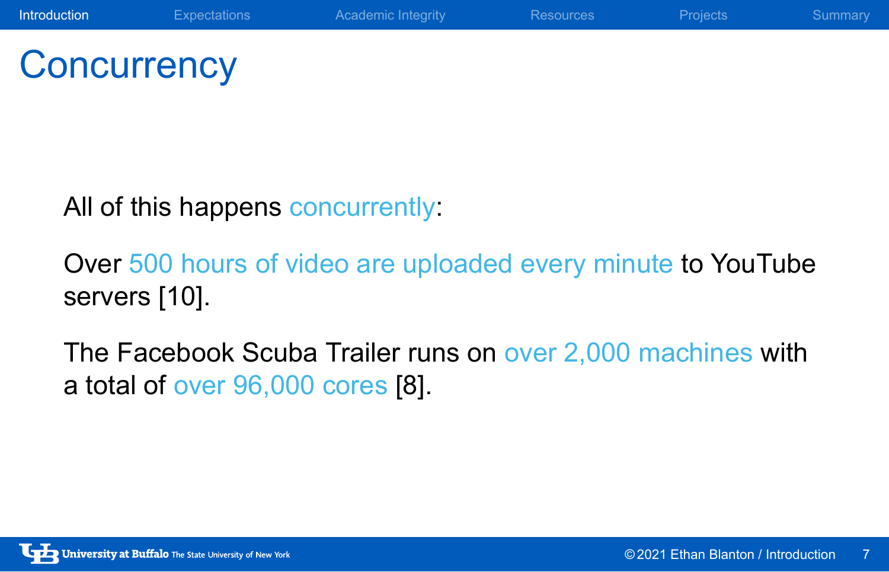# Concurrency

All of this happens concurrently:

Over 500 hours of video are uploaded every minute to YouTube servers [10].

The Facebook Scuba Trailer runs on over 2,000 machines with a total of over 96,000 cores [8].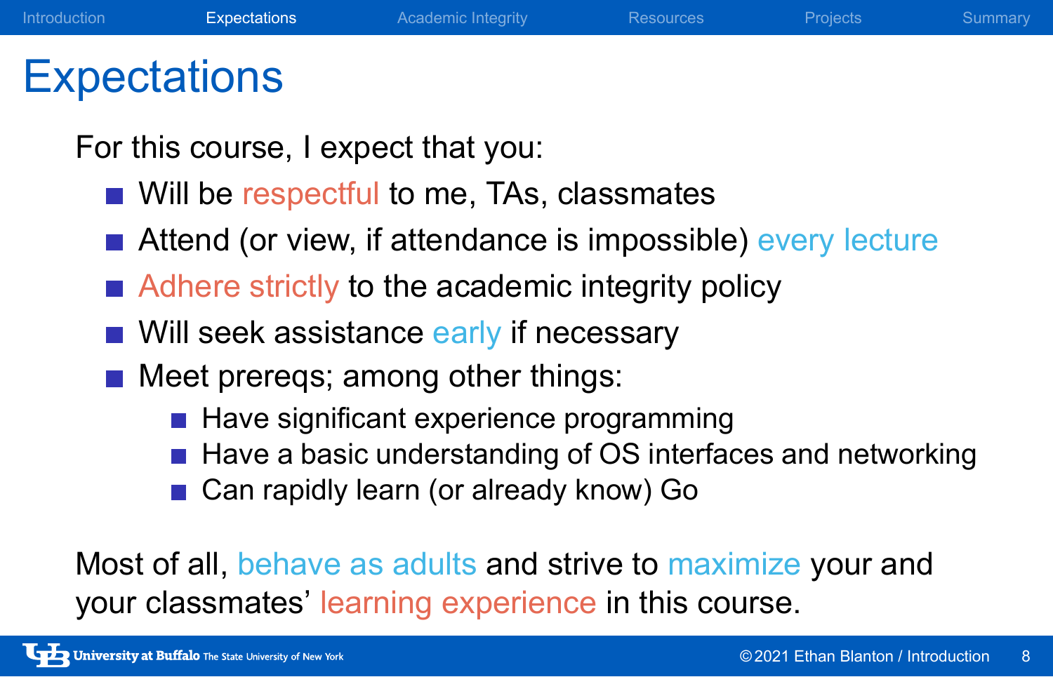# Expectations

For this course, I expect that you:

- Will be respectful to me, TAs, classmates
- Attend (or view, if attendance is impossible) every lecture
- Adhere strictly to the academic integrity policy
- Will seek assistance early if necessary
- Meet prereqs; among other things:
  - Have significant experience programming
  - Have a basic understanding of OS interfaces and networking
  - Can rapidly learn (or already know) Go

Most of all, behave as adults and strive to maximize your and your classmates' learning experience in this course.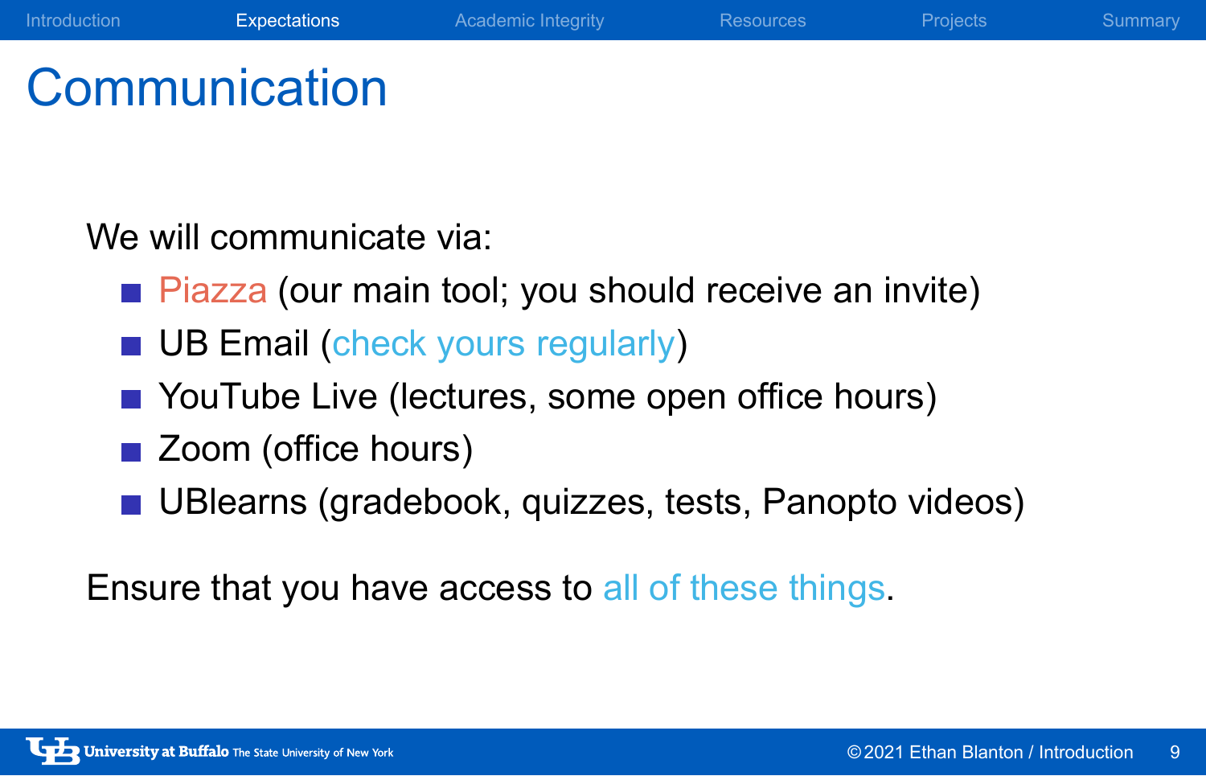# Communication

We will communicate via:

- Piazza (our main tool; you should receive an invite)
- UB Email (check yours regularly)
- YouTube Live (lectures, some open office hours)
- Zoom (office hours)
- UBlearns (gradebook, quizzes, tests, Panopto videos)

Ensure that you have access to all of these things.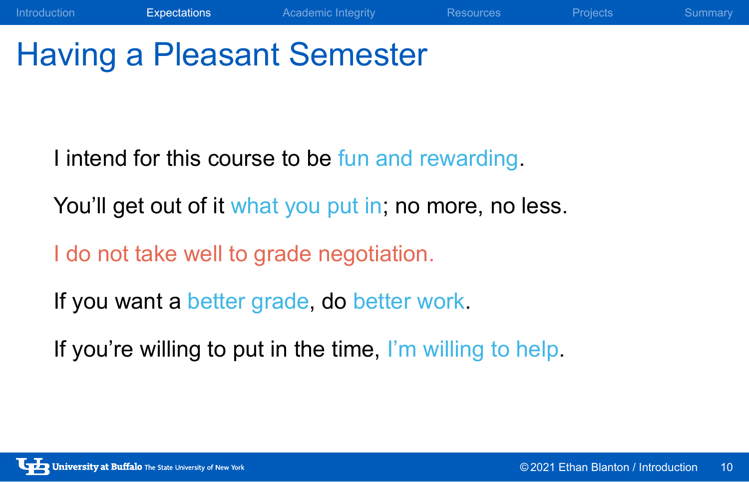# Having a Pleasant Semester

I intend for this course to be fun and rewarding.

You'll get out of it what you put in; no more, no less.

I do not take well to grade negotiation.

If you want a better grade, do better work.

If you're willing to put in the time, I'm willing to help.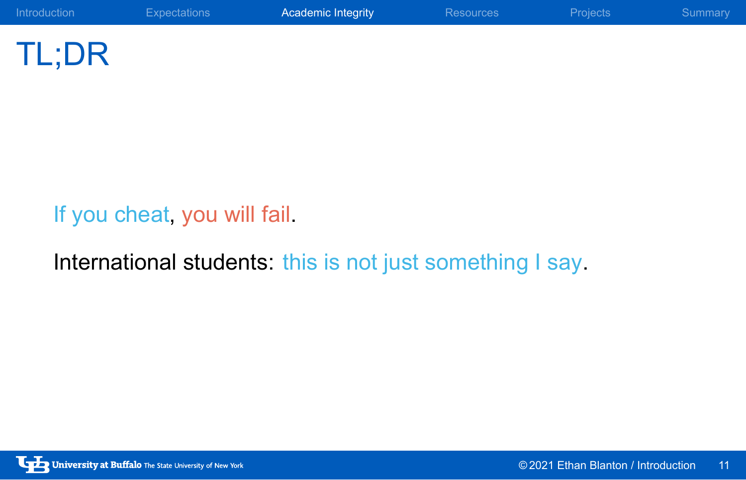# TL;DR

If you cheat, you will fail.

International students: this is not just something I say.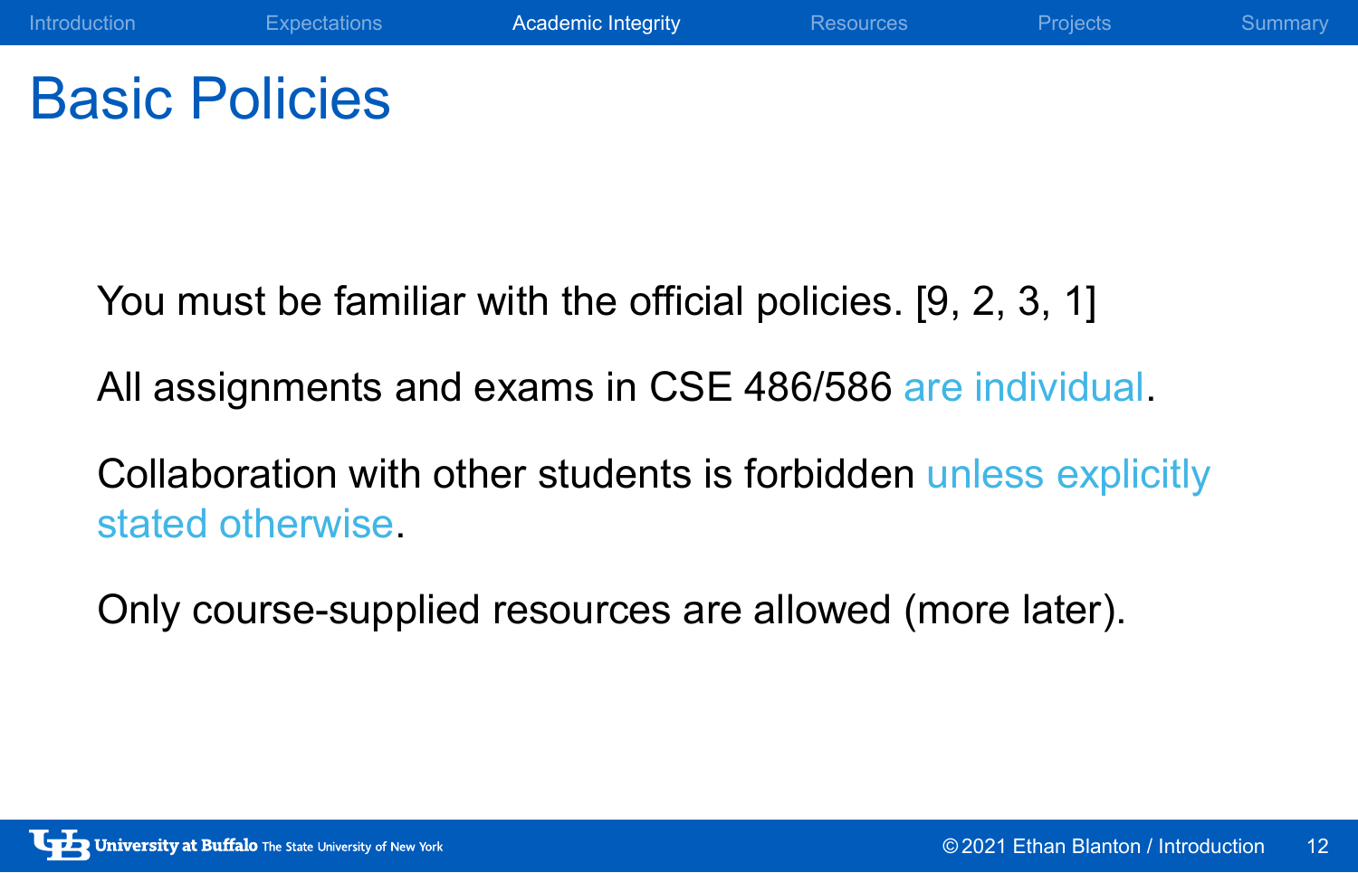# Basic Policies

You must be familiar with the official policies. [9, 2, 3, 1]

All assignments and exams in CSE 486/586 are individual.

Collaboration with other students is forbidden unless explicitly stated otherwise.

Only course-supplied resources are allowed (more later).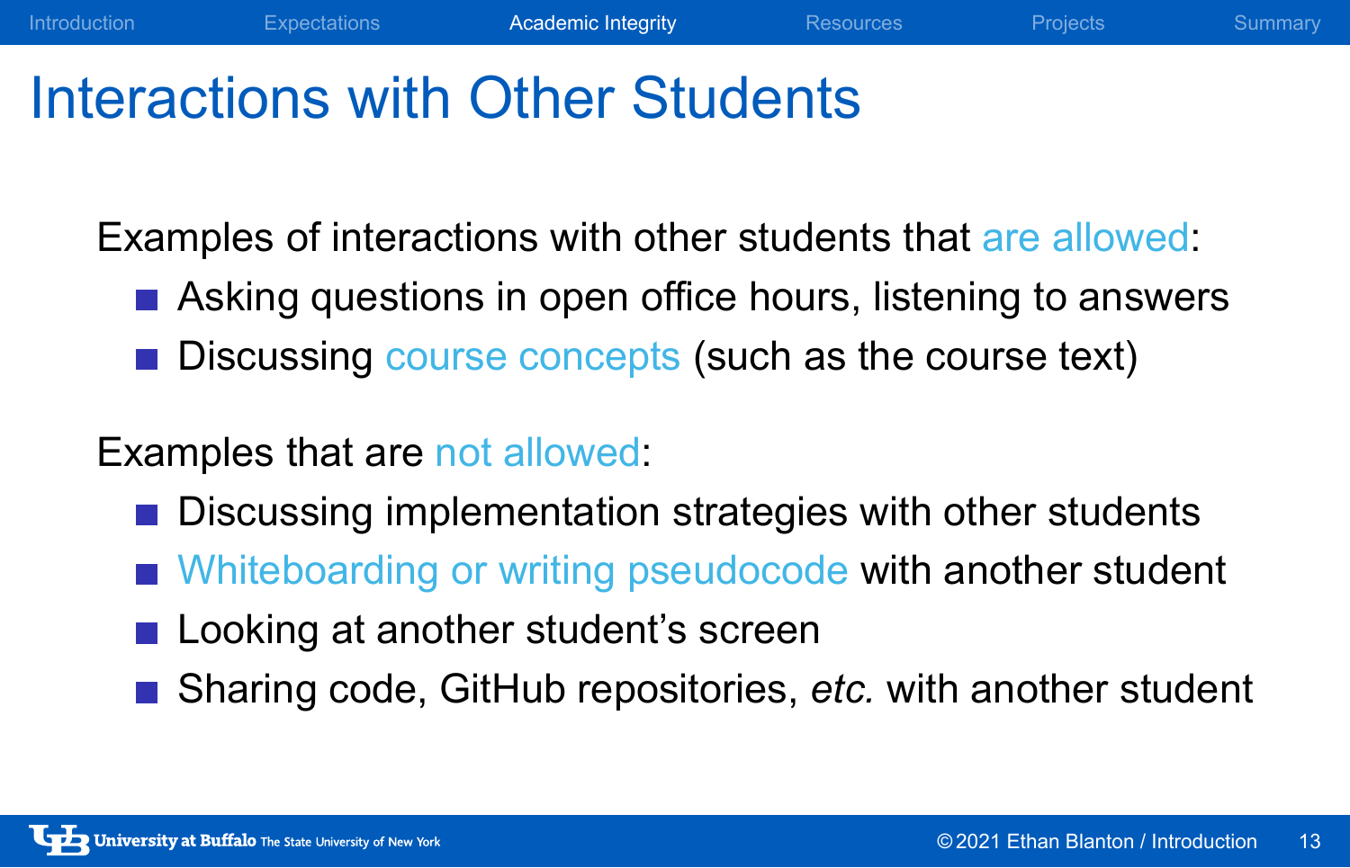# Interactions with Other Students

Examples of interactions with other students that are allowed:

- Asking questions in open office hours, listening to answers
- Discussing course concepts (such as the course text)

Examples that are not allowed:

- Discussing implementation strategies with other students
- Whiteboarding or writing pseudocode with another student
- Looking at another student's screen
- Sharing code, GitHub repositories, *etc.* with another student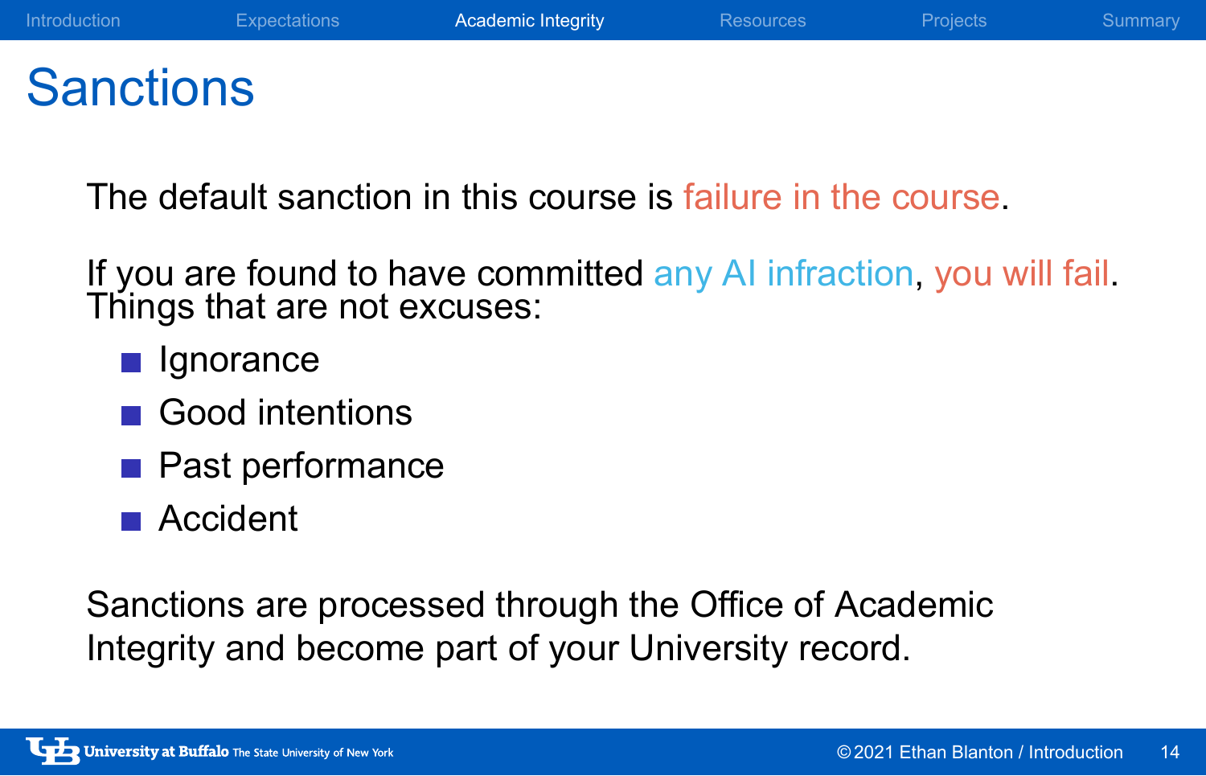# Sanctions

The default sanction in this course is failure in the course.

If you are found to have committed any AI infraction, you will fail.
Things that are not excuses:

- Ignorance
- Good intentions
- Past performance
- Accident

Sanctions are processed through the Office of Academic Integrity and become part of your University record.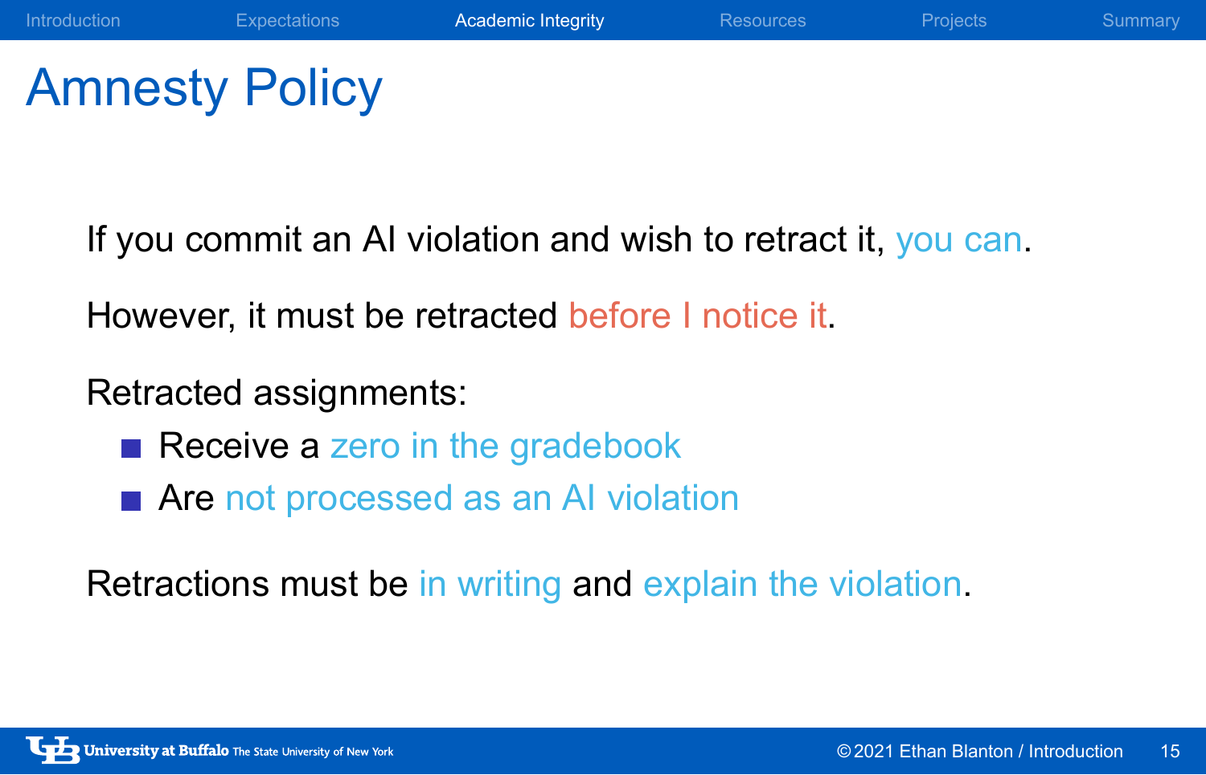# Amnesty Policy

If you commit an AI violation and wish to retract it, you can.

However, it must be retracted before I notice it.

Retracted assignments:

- Receive a zero in the gradebook
- Are not processed as an AI violation

Retractions must be in writing and explain the violation.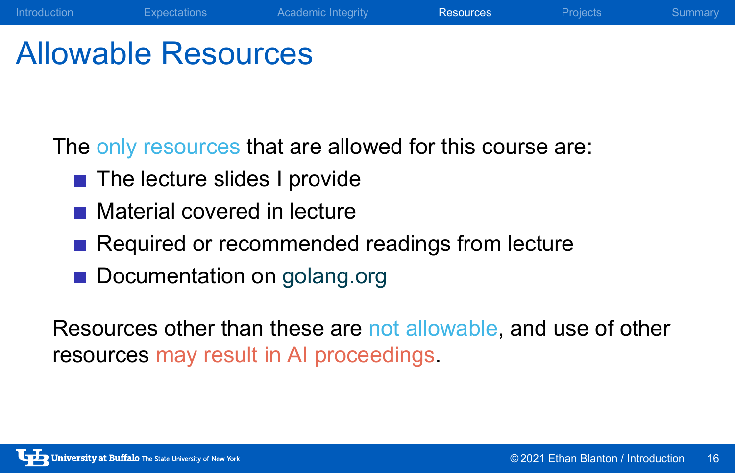# Allowable Resources

The only resources that are allowed for this course are:

- The lecture slides I provide
- Material covered in lecture
- Required or recommended readings from lecture
- Documentation on golang.org

Resources other than these are not allowable, and use of other resources may result in AI proceedings.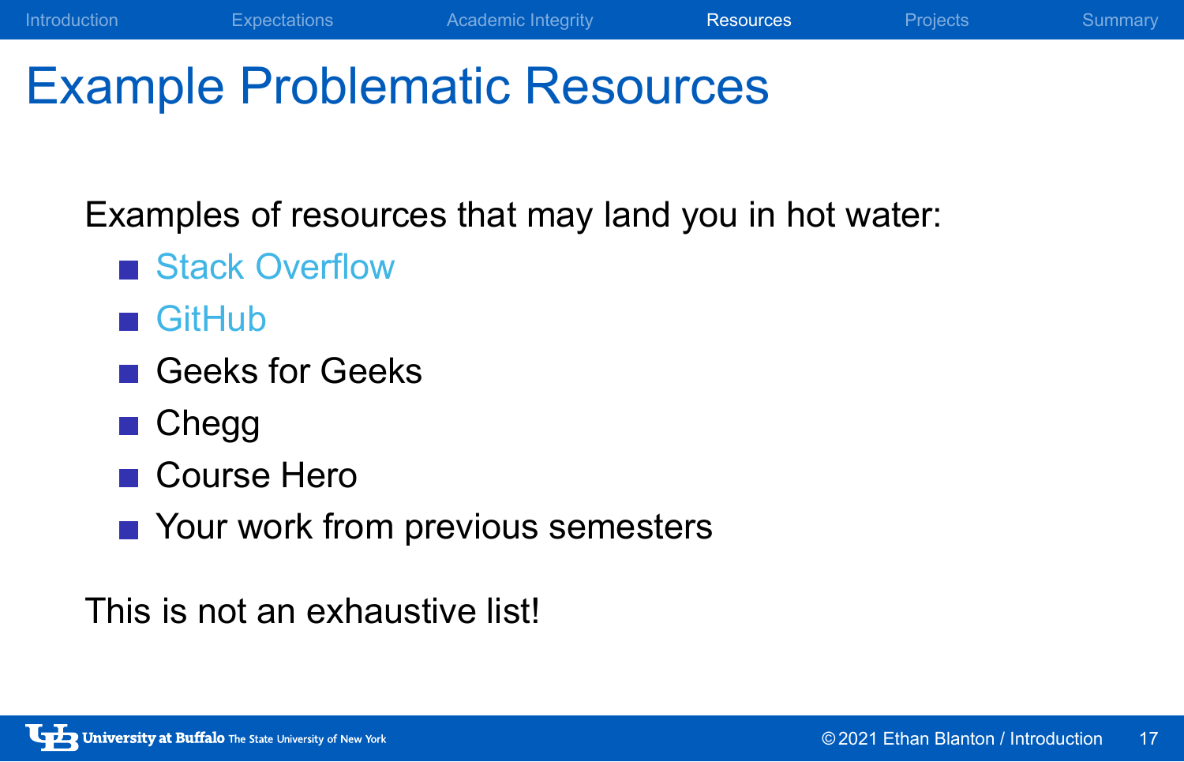# Example Problematic Resources

Examples of resources that may land you in hot water:

- Stack Overflow
- GitHub
- Geeks for Geeks
- Chegg
- Course Hero
- Your work from previous semesters

This is not an exhaustive list!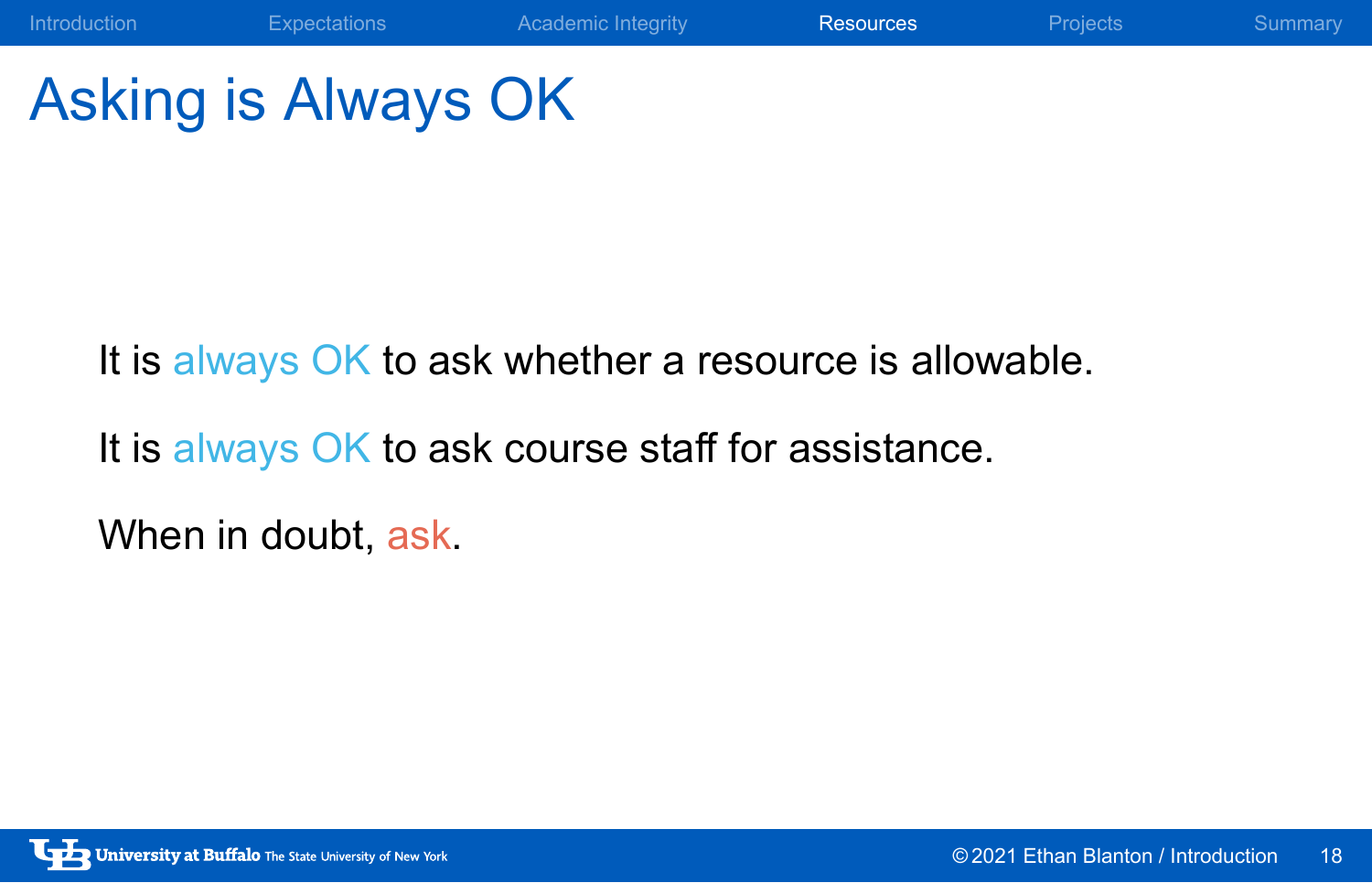# Asking is Always OK

It is always OK to ask whether a resource is allowable.

It is always OK to ask course staff for assistance.

When in doubt, ask.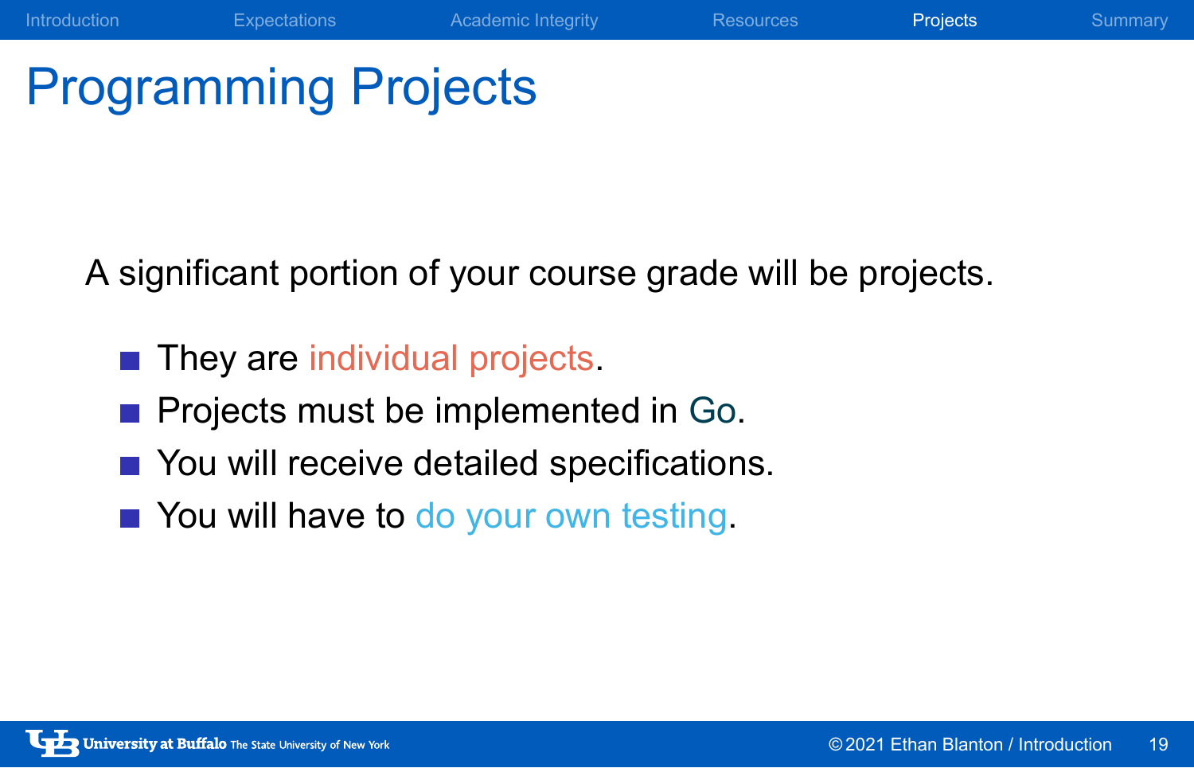# Programming Projects

A significant portion of your course grade will be projects.

- They are individual projects.
- Projects must be implemented in Go.
- You will receive detailed specifications.
- You will have to do your own testing.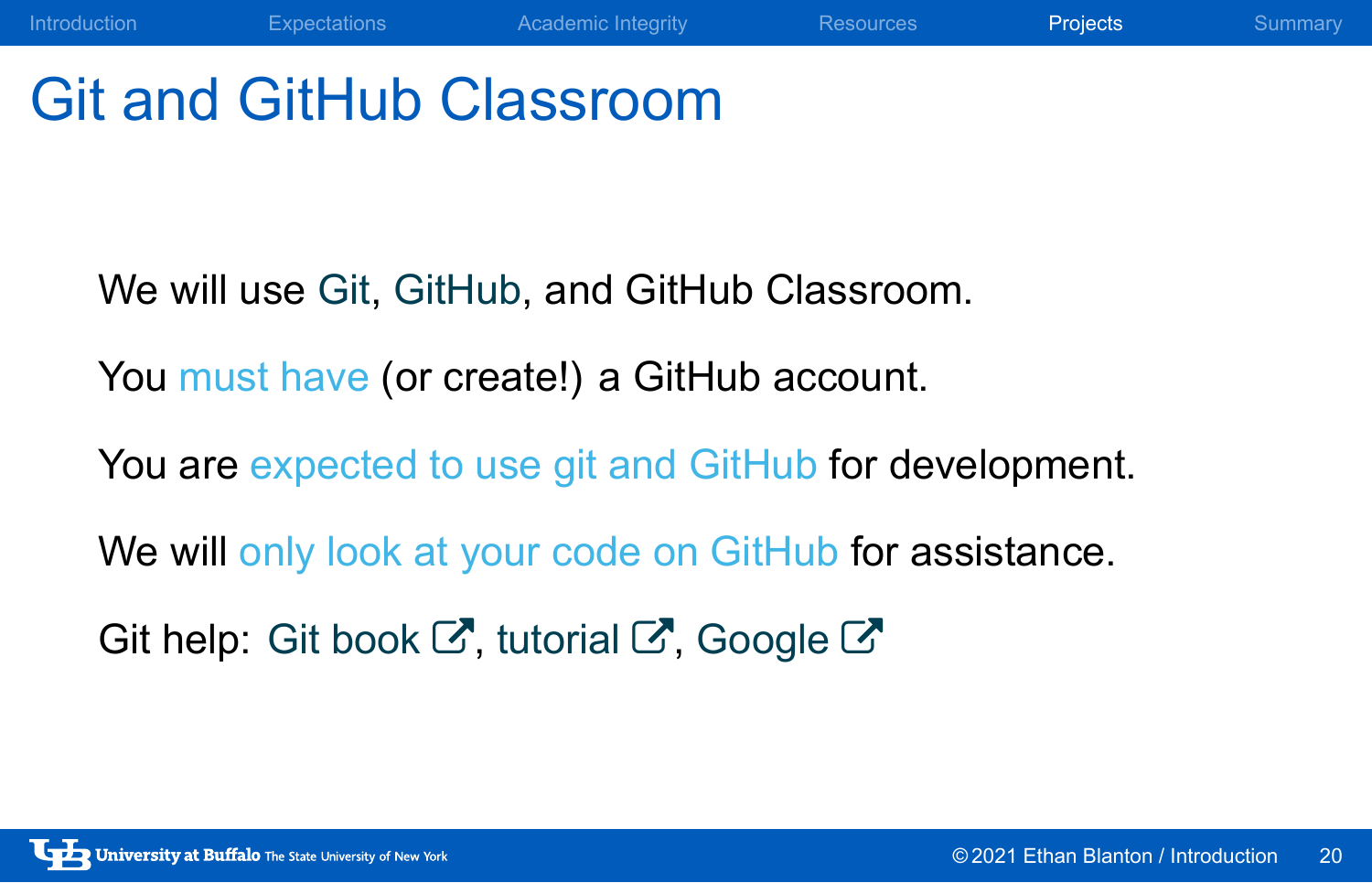# Git and GitHub Classroom

We will use Git, GitHub, and GitHub Classroom.

You must have (or create!) a GitHub account.

You are expected to use git and GitHub for development.

We will only look at your code on GitHub for assistance.

Git help: Git book, tutorial, Google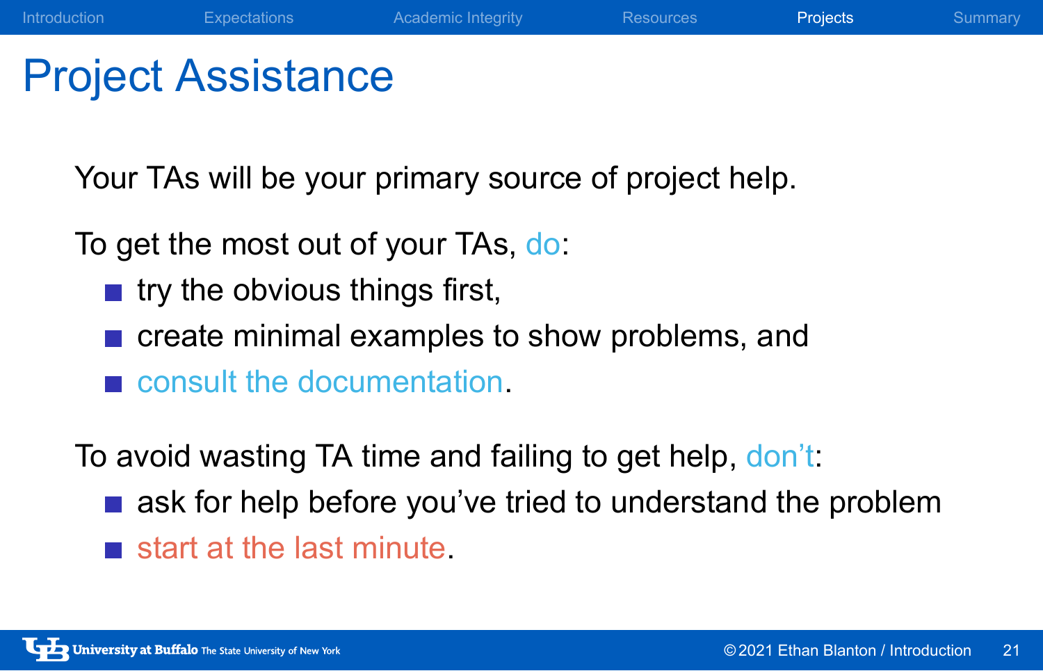# Project Assistance

Your TAs will be your primary source of project help.

To get the most out of your TAs, do:

- try the obvious things first,
- create minimal examples to show problems, and
- consult the documentation.

To avoid wasting TA time and failing to get help, don't:

- ask for help before you've tried to understand the problem
- start at the last minute.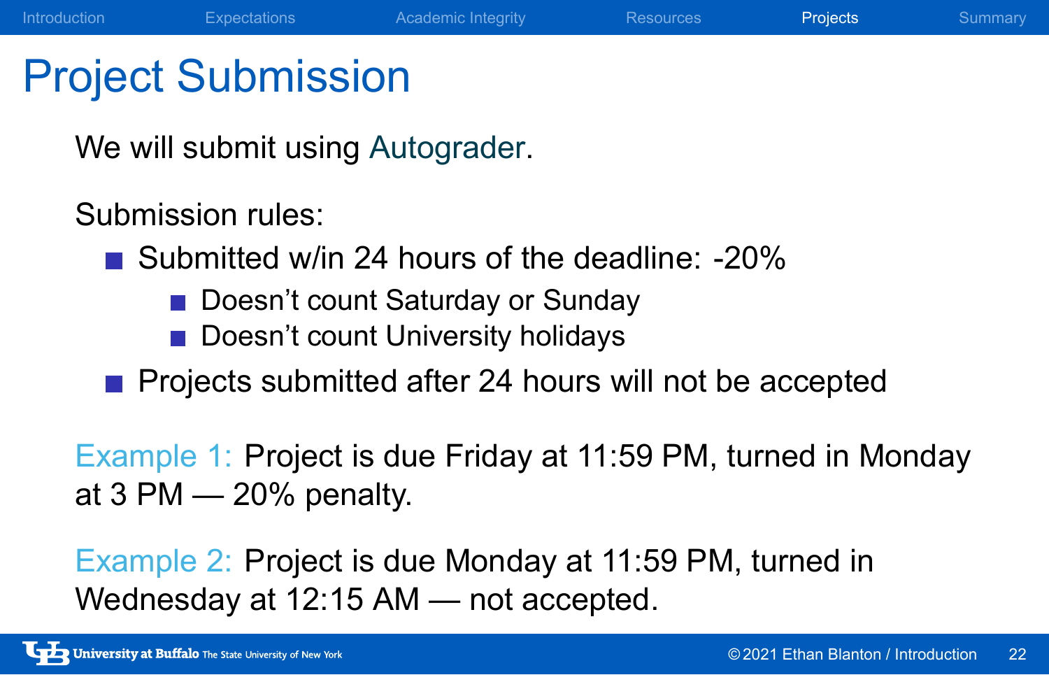# Project Submission

We will submit using Autograder.

Submission rules:

- Submitted w/in 24 hours of the deadline: -20%
  - Doesn't count Saturday or Sunday
  - Doesn't count University holidays
- Projects submitted after 24 hours will not be accepted

Example 1: Project is due Friday at 11:59 PM, turned in Monday at 3 PM — 20% penalty.

Example 2: Project is due Monday at 11:59 PM, turned in Wednesday at 12:15 AM — not accepted.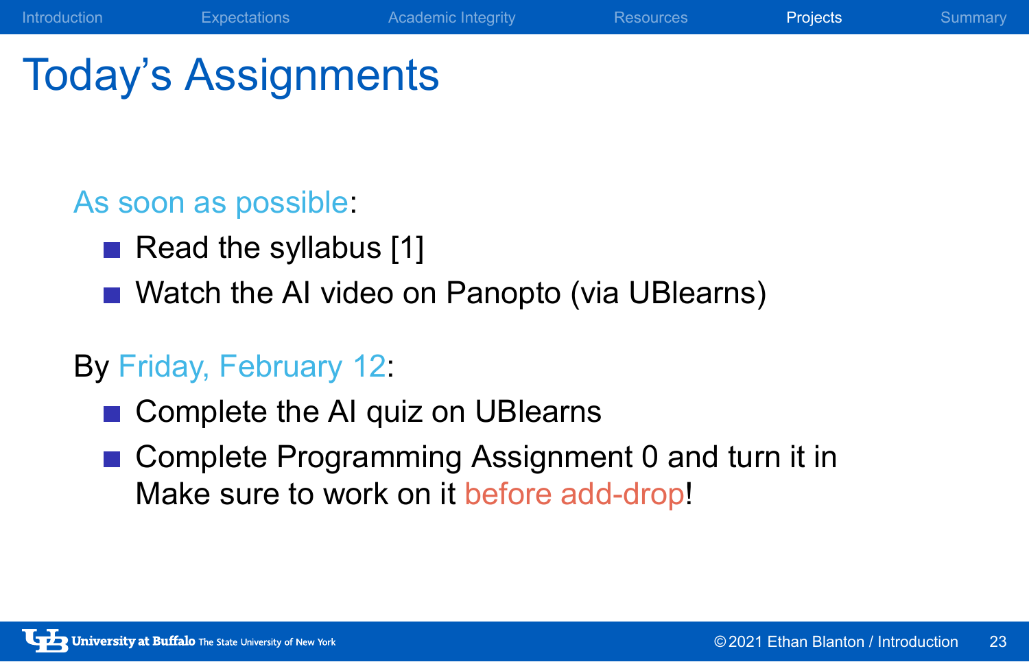# Today's Assignments

As soon as possible:

- Read the syllabus [1]
- Watch the AI video on Panopto (via UBlearns)

By Friday, February 12:

- Complete the AI quiz on UBlearns
- Complete Programming Assignment 0 and turn it in
  Make sure to work on it before add-drop!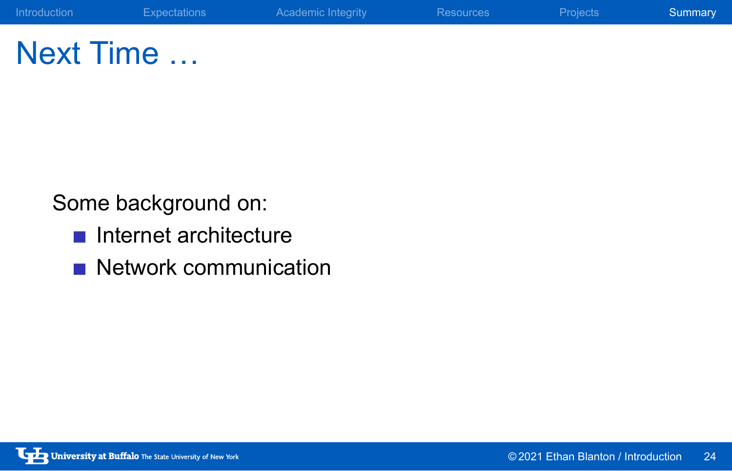# Next Time …

Some background on:

- Internet architecture
- Network communication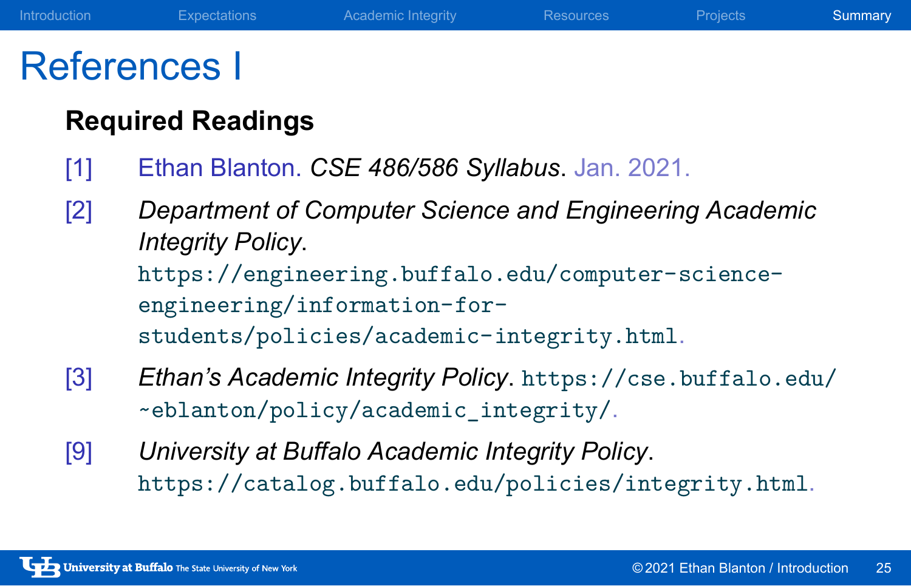# References I

### Required Readings

[1] Ethan Blanton. *CSE 486/586 Syllabus*. Jan. 2021.

[2] *Department of Computer Science and Engineering Academic Integrity Policy*. https://engineering.buffalo.edu/computer-science-engineering/information-for-students/policies/academic-integrity.html.

[3] *Ethan's Academic Integrity Policy*. https://cse.buffalo.edu/~eblanton/policy/academic_integrity/.

[9] *University at Buffalo Academic Integrity Policy*. https://catalog.buffalo.edu/policies/integrity.html.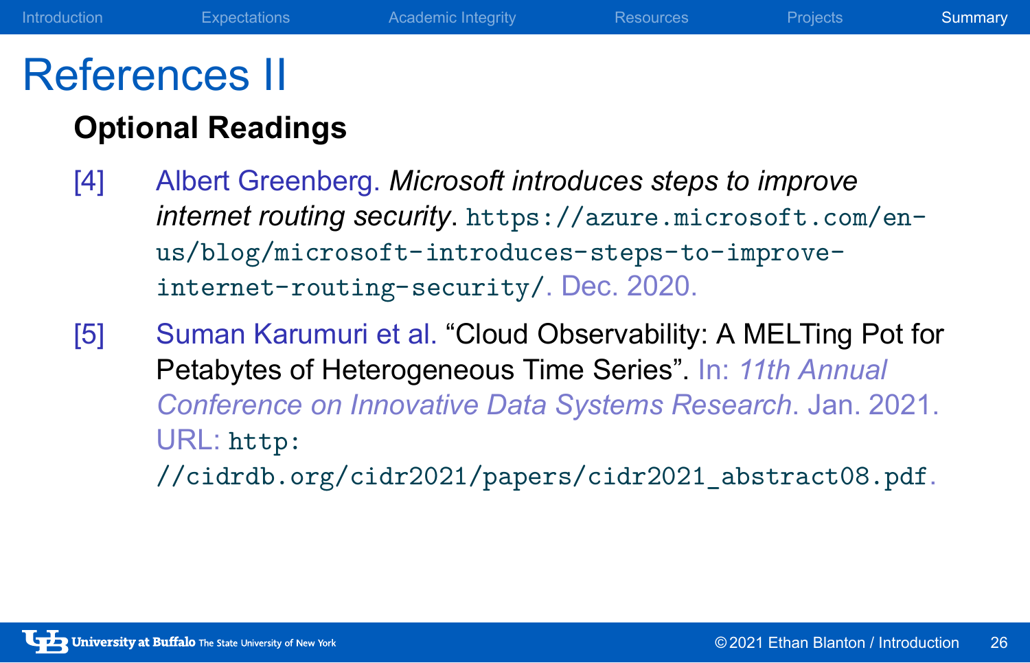# References II

**Optional Readings**

[4] Albert Greenberg. *Microsoft introduces steps to improve internet routing security*. https://azure.microsoft.com/en-us/blog/microsoft-introduces-steps-to-improve-internet-routing-security/. Dec. 2020.

[5] Suman Karumuri et al. "Cloud Observability: A MELTing Pot for Petabytes of Heterogeneous Time Series". In: *11th Annual Conference on Innovative Data Systems Research*. Jan. 2021. URL: http://cidrdb.org/cidr2021/papers/cidr2021_abstract08.pdf.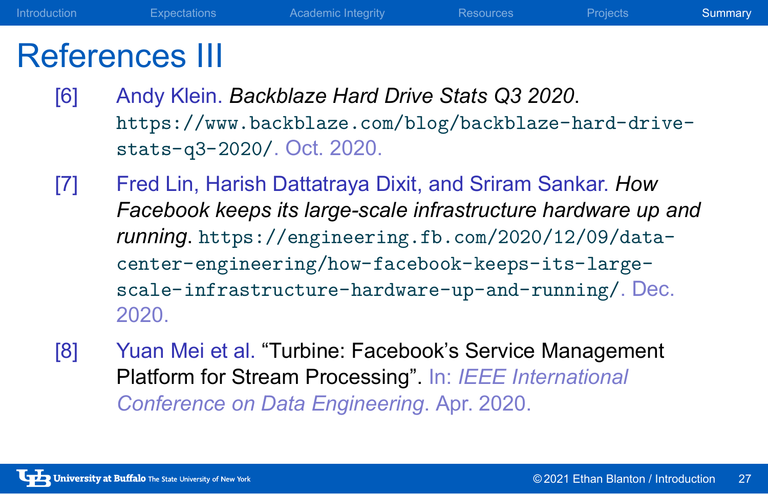# References III

[6] Andy Klein. *Backblaze Hard Drive Stats Q3 2020*. https://www.backblaze.com/blog/backblaze-hard-drive-stats-q3-2020/. Oct. 2020.

[7] Fred Lin, Harish Dattatraya Dixit, and Sriram Sankar. *How Facebook keeps its large-scale infrastructure hardware up and running*. https://engineering.fb.com/2020/12/09/data-center-engineering/how-facebook-keeps-its-large-scale-infrastructure-hardware-up-and-running/. Dec. 2020.

[8] Yuan Mei et al. "Turbine: Facebook's Service Management Platform for Stream Processing". In: *IEEE International Conference on Data Engineering*. Apr. 2020.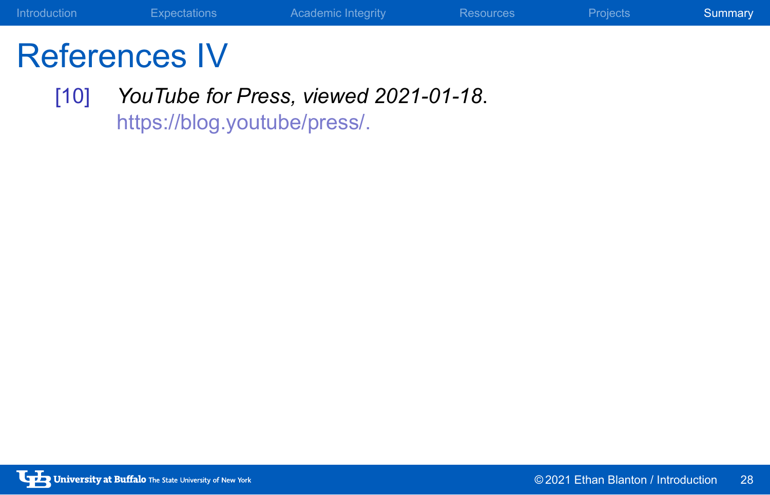# References IV

[10] *YouTube for Press, viewed 2021-01-18*. https://blog.youtube/press/.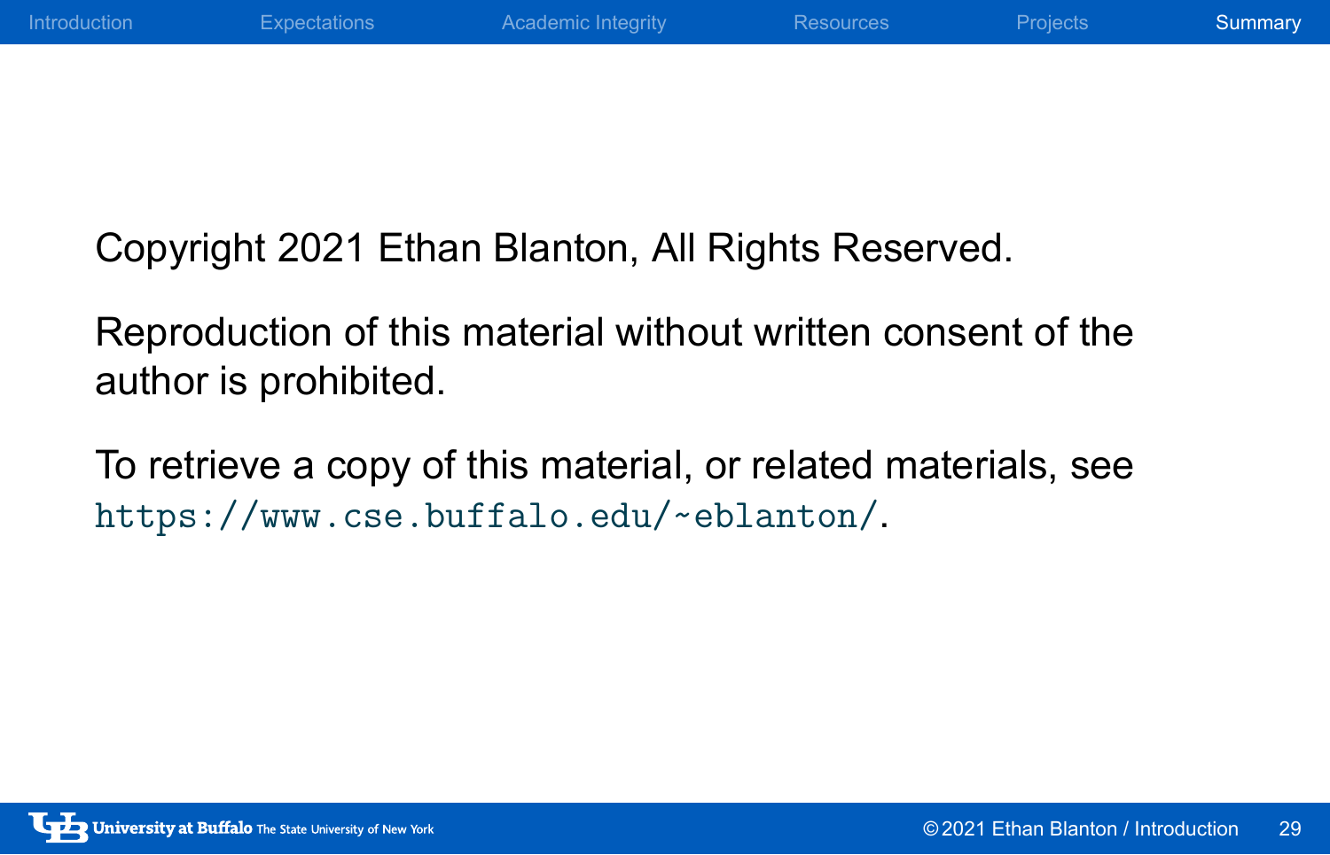Copyright 2021 Ethan Blanton, All Rights Reserved.

Reproduction of this material without written consent of the author is prohibited.

To retrieve a copy of this material, or related materials, see `https://www.cse.buffalo.edu/~eblanton/`.